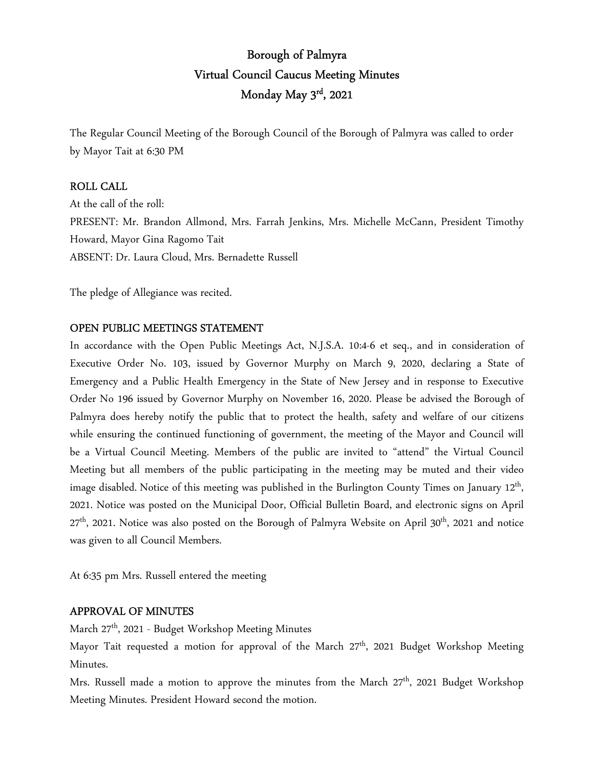# Borough of Palmyra
## Virtual Council Caucus Meeting Minutes
## Monday May 3rd, 2021

The Regular Council Meeting of the Borough Council of the Borough of Palmyra was called to order by Mayor Tait at 6:30 PM

**ROLL CALL**

At the call of the roll:

PRESENT: Mr. Brandon Allmond, Mrs. Farrah Jenkins, Mrs. Michelle McCann, President Timothy Howard, Mayor Gina Ragomo Tait

ABSENT: Dr. Laura Cloud, Mrs. Bernadette Russell

The pledge of Allegiance was recited.

**OPEN PUBLIC MEETINGS STATEMENT**

In accordance with the Open Public Meetings Act, N.J.S.A. 10:4-6 et seq., and in consideration of Executive Order No. 103, issued by Governor Murphy on March 9, 2020, declaring a State of Emergency and a Public Health Emergency in the State of New Jersey and in response to Executive Order No 196 issued by Governor Murphy on November 16, 2020. Please be advised the Borough of Palmyra does hereby notify the public that to protect the health, safety and welfare of our citizens while ensuring the continued functioning of government, the meeting of the Mayor and Council will be a Virtual Council Meeting. Members of the public are invited to "attend" the Virtual Council Meeting but all members of the public participating in the meeting may be muted and their video image disabled. Notice of this meeting was published in the Burlington County Times on January 12th, 2021. Notice was posted on the Municipal Door, Official Bulletin Board, and electronic signs on April 27th, 2021. Notice was also posted on the Borough of Palmyra Website on April 30th, 2021 and notice was given to all Council Members.

At 6:35 pm Mrs. Russell entered the meeting

**APPROVAL OF MINUTES**

March 27th, 2021 - Budget Workshop Meeting Minutes

Mayor Tait requested a motion for approval of the March 27th, 2021 Budget Workshop Meeting Minutes.

Mrs. Russell made a motion to approve the minutes from the March 27th, 2021 Budget Workshop Meeting Minutes. President Howard second the motion.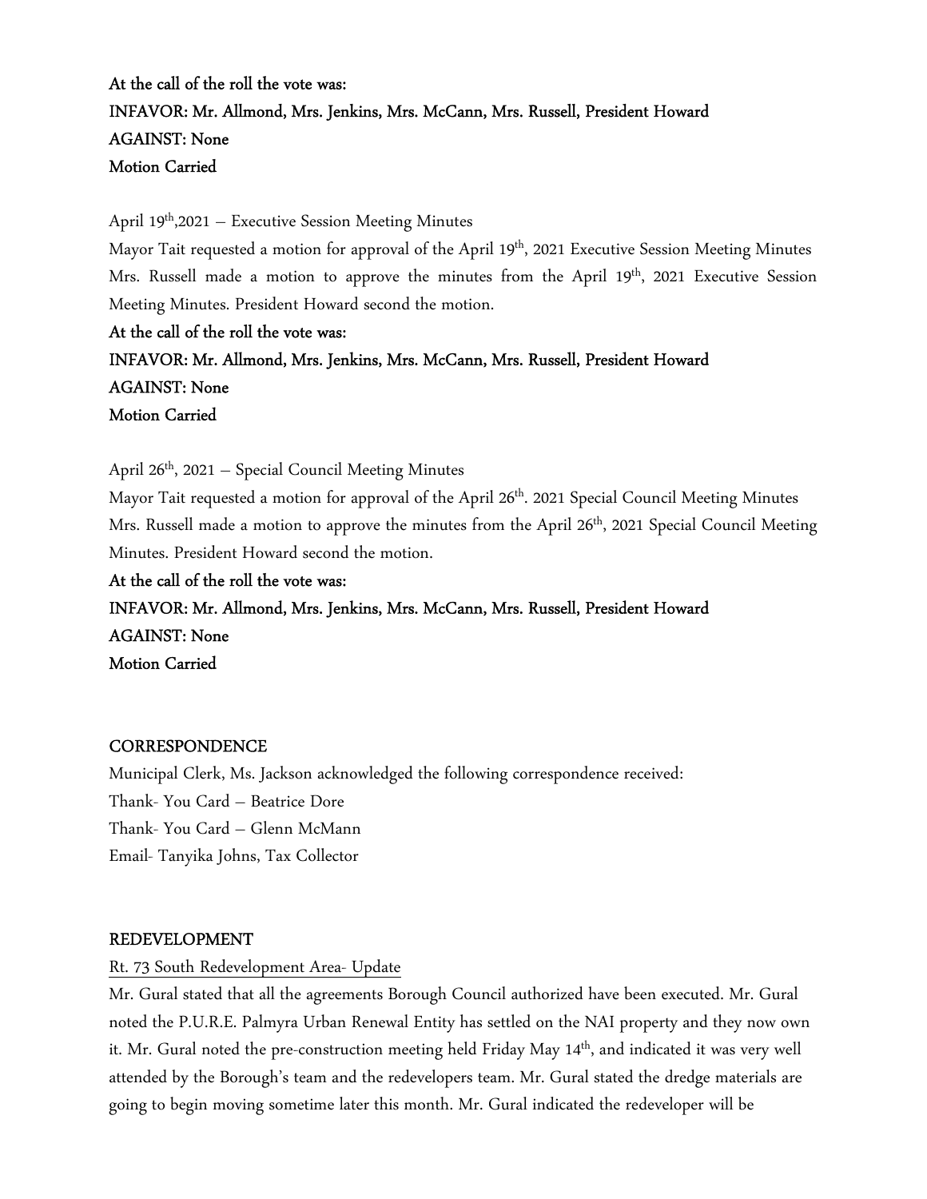**At the call of the roll the vote was:**
**INFAVOR: Mr. Allmond, Mrs. Jenkins, Mrs. McCann, Mrs. Russell, President Howard**
**AGAINST: None**
**Motion Carried**

April 19th,2021 – Executive Session Meeting Minutes

Mayor Tait requested a motion for approval of the April 19th, 2021 Executive Session Meeting Minutes
Mrs. Russell made a motion to approve the minutes from the April 19th, 2021 Executive Session Meeting Minutes. President Howard second the motion.

**At the call of the roll the vote was:**
**INFAVOR: Mr. Allmond, Mrs. Jenkins, Mrs. McCann, Mrs. Russell, President Howard**
**AGAINST: None**
**Motion Carried**

April 26th, 2021 – Special Council Meeting Minutes

Mayor Tait requested a motion for approval of the April 26th. 2021 Special Council Meeting Minutes
Mrs. Russell made a motion to approve the minutes from the April 26th, 2021 Special Council Meeting Minutes. President Howard second the motion.

**At the call of the roll the vote was:**
**INFAVOR: Mr. Allmond, Mrs. Jenkins, Mrs. McCann, Mrs. Russell, President Howard**
**AGAINST: None**
**Motion Carried**

**CORRESPONDENCE**

Municipal Clerk, Ms. Jackson acknowledged the following correspondence received:
Thank- You Card – Beatrice Dore
Thank- You Card – Glenn McMann
Email- Tanyika Johns, Tax Collector

**REDEVELOPMENT**

Rt. 73 South Redevelopment Area- Update

Mr. Gural stated that all the agreements Borough Council authorized have been executed. Mr. Gural noted the P.U.R.E. Palmyra Urban Renewal Entity has settled on the NAI property and they now own it. Mr. Gural noted the pre-construction meeting held Friday May 14th, and indicated it was very well attended by the Borough's team and the redevelopers team. Mr. Gural stated the dredge materials are going to begin moving sometime later this month. Mr. Gural indicated the redeveloper will be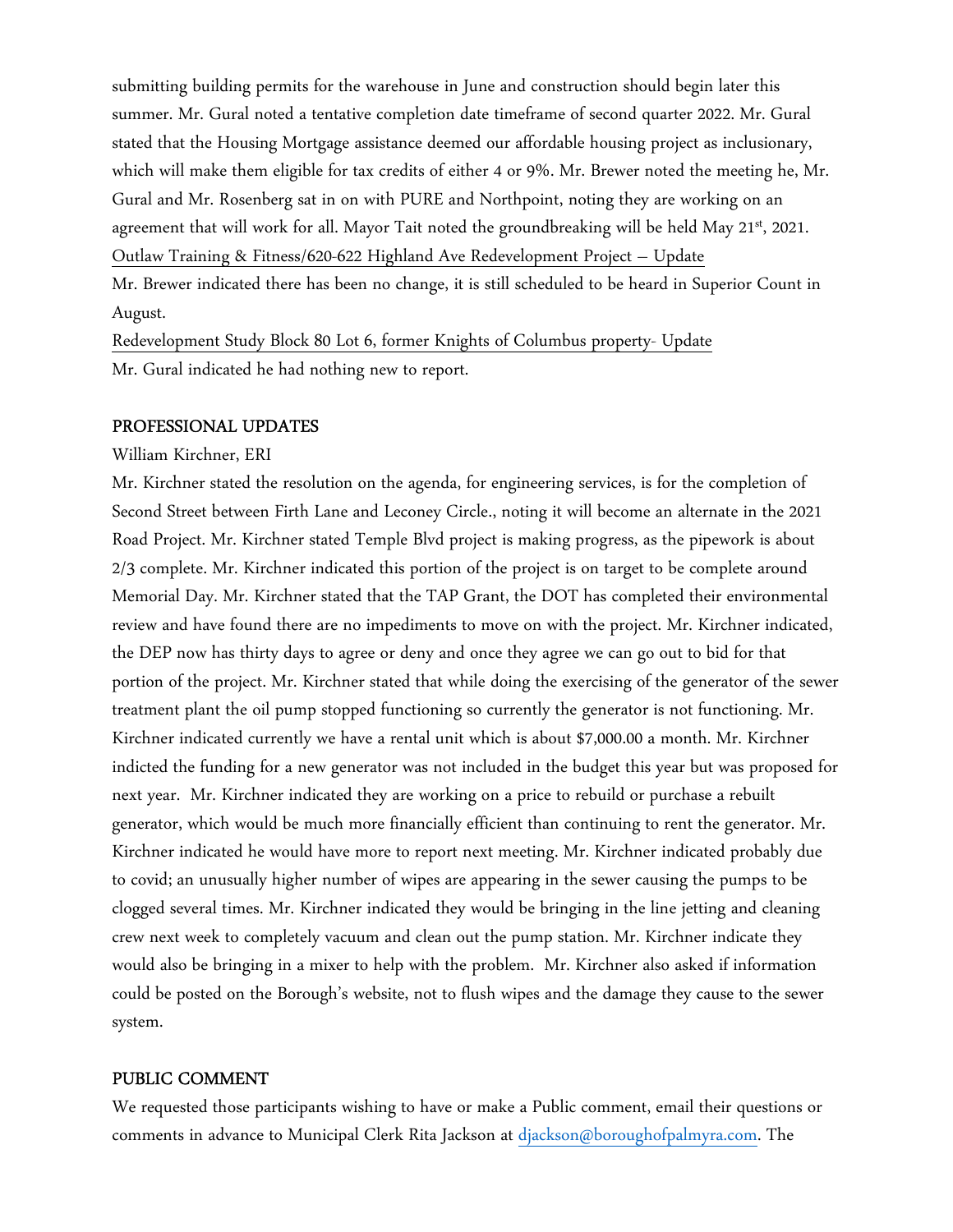submitting building permits for the warehouse in June and construction should begin later this summer. Mr. Gural noted a tentative completion date timeframe of second quarter 2022. Mr. Gural stated that the Housing Mortgage assistance deemed our affordable housing project as inclusionary, which will make them eligible for tax credits of either 4 or 9%. Mr. Brewer noted the meeting he, Mr. Gural and Mr. Rosenberg sat in on with PURE and Northpoint, noting they are working on an agreement that will work for all. Mayor Tait noted the groundbreaking will be held May 21st, 2021.

Outlaw Training & Fitness/620-622 Highland Ave Redevelopment Project – Update

Mr. Brewer indicated there has been no change, it is still scheduled to be heard in Superior Count in August.

Redevelopment Study Block 80 Lot 6, former Knights of Columbus property- Update

Mr. Gural indicated he had nothing new to report.

## PROFESSIONAL UPDATES

William Kirchner, ERI

Mr. Kirchner stated the resolution on the agenda, for engineering services, is for the completion of Second Street between Firth Lane and Leconey Circle., noting it will become an alternate in the 2021 Road Project. Mr. Kirchner stated Temple Blvd project is making progress, as the pipework is about 2/3 complete. Mr. Kirchner indicated this portion of the project is on target to be complete around Memorial Day. Mr. Kirchner stated that the TAP Grant, the DOT has completed their environmental review and have found there are no impediments to move on with the project. Mr. Kirchner indicated, the DEP now has thirty days to agree or deny and once they agree we can go out to bid for that portion of the project. Mr. Kirchner stated that while doing the exercising of the generator of the sewer treatment plant the oil pump stopped functioning so currently the generator is not functioning. Mr. Kirchner indicated currently we have a rental unit which is about $7,000.00 a month. Mr. Kirchner indicted the funding for a new generator was not included in the budget this year but was proposed for next year. Mr. Kirchner indicated they are working on a price to rebuild or purchase a rebuilt generator, which would be much more financially efficient than continuing to rent the generator. Mr. Kirchner indicated he would have more to report next meeting. Mr. Kirchner indicated probably due to covid; an unusually higher number of wipes are appearing in the sewer causing the pumps to be clogged several times. Mr. Kirchner indicated they would be bringing in the line jetting and cleaning crew next week to completely vacuum and clean out the pump station. Mr. Kirchner indicate they would also be bringing in a mixer to help with the problem. Mr. Kirchner also asked if information could be posted on the Borough's website, not to flush wipes and the damage they cause to the sewer system.

## PUBLIC COMMENT

We requested those participants wishing to have or make a Public comment, email their questions or comments in advance to Municipal Clerk Rita Jackson at djackson@boroughofpalmyra.com. The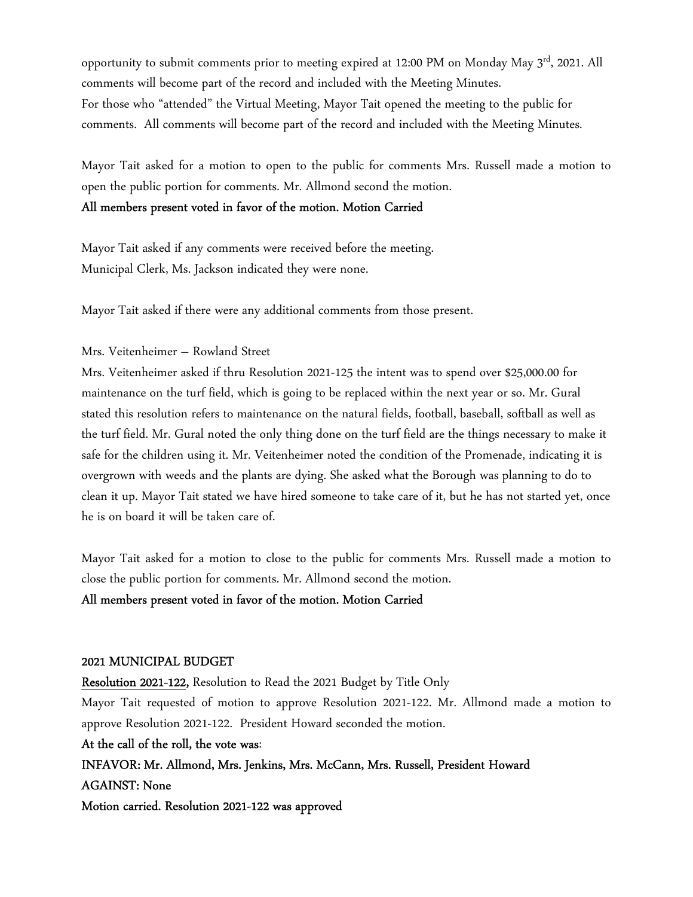opportunity to submit comments prior to meeting expired at 12:00 PM on Monday May 3rd, 2021. All comments will become part of the record and included with the Meeting Minutes.
For those who "attended" the Virtual Meeting, Mayor Tait opened the meeting to the public for comments. All comments will become part of the record and included with the Meeting Minutes.

Mayor Tait asked for a motion to open to the public for comments Mrs. Russell made a motion to open the public portion for comments. Mr. Allmond second the motion.
**All members present voted in favor of the motion. Motion Carried**

Mayor Tait asked if any comments were received before the meeting.
Municipal Clerk, Ms. Jackson indicated they were none.

Mayor Tait asked if there were any additional comments from those present.

Mrs. Veitenheimer – Rowland Street
Mrs. Veitenheimer asked if thru Resolution 2021-125 the intent was to spend over $25,000.00 for maintenance on the turf field, which is going to be replaced within the next year or so. Mr. Gural stated this resolution refers to maintenance on the natural fields, football, baseball, softball as well as the turf field. Mr. Gural noted the only thing done on the turf field are the things necessary to make it safe for the children using it. Mr. Veitenheimer noted the condition of the Promenade, indicating it is overgrown with weeds and the plants are dying. She asked what the Borough was planning to do to clean it up. Mayor Tait stated we have hired someone to take care of it, but he has not started yet, once he is on board it will be taken care of.

Mayor Tait asked for a motion to close to the public for comments Mrs. Russell made a motion to close the public portion for comments. Mr. Allmond second the motion.
**All members present voted in favor of the motion. Motion Carried**

**2021 MUNICIPAL BUDGET**

**Resolution 2021-122,** Resolution to Read the 2021 Budget by Title Only
Mayor Tait requested of motion to approve Resolution 2021-122. Mr. Allmond made a motion to approve Resolution 2021-122. President Howard seconded the motion.
**At the call of the roll, the vote was:**
**INFAVOR: Mr. Allmond, Mrs. Jenkins, Mrs. McCann, Mrs. Russell, President Howard**
**AGAINST: None**
**Motion carried. Resolution 2021-122 was approved**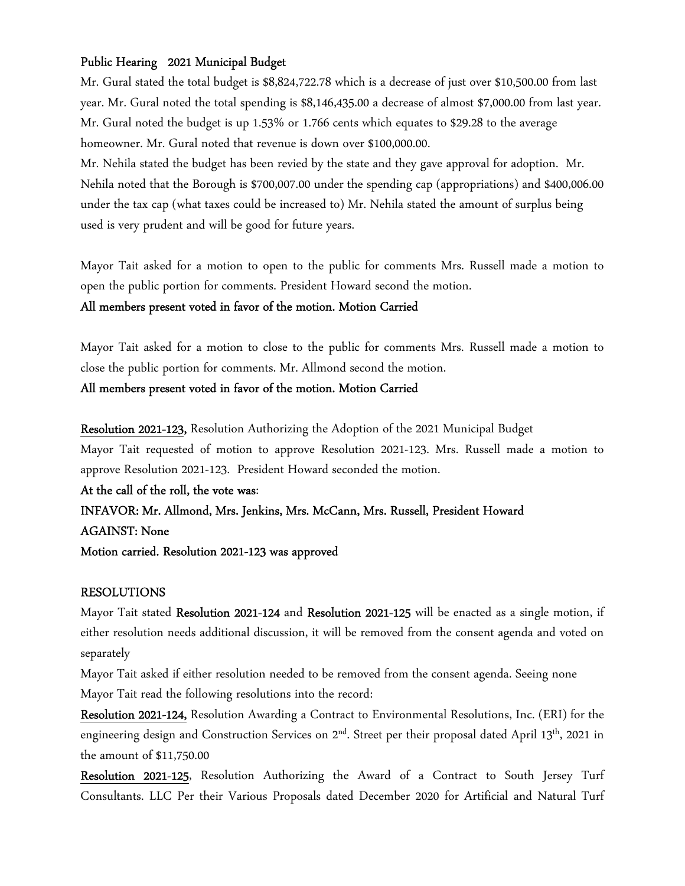**Public Hearing 2021 Municipal Budget**

Mr. Gural stated the total budget is $8,824,722.78 which is a decrease of just over $10,500.00 from last year. Mr. Gural noted the total spending is $8,146,435.00 a decrease of almost $7,000.00 from last year. Mr. Gural noted the budget is up 1.53% or 1.766 cents which equates to $29.28 to the average homeowner. Mr. Gural noted that revenue is down over $100,000.00.

Mr. Nehila stated the budget has been revied by the state and they gave approval for adoption. Mr. Nehila noted that the Borough is $700,007.00 under the spending cap (appropriations) and $400,006.00 under the tax cap (what taxes could be increased to) Mr. Nehila stated the amount of surplus being used is very prudent and will be good for future years.

Mayor Tait asked for a motion to open to the public for comments Mrs. Russell made a motion to open the public portion for comments. President Howard second the motion.

**All members present voted in favor of the motion. Motion Carried**

Mayor Tait asked for a motion to close to the public for comments Mrs. Russell made a motion to close the public portion for comments. Mr. Allmond second the motion.

**All members present voted in favor of the motion. Motion Carried**

**Resolution 2021-123,** Resolution Authorizing the Adoption of the 2021 Municipal Budget

Mayor Tait requested of motion to approve Resolution 2021-123. Mrs. Russell made a motion to approve Resolution 2021-123. President Howard seconded the motion.

**At the call of the roll, the vote was**:

**INFAVOR: Mr. Allmond, Mrs. Jenkins, Mrs. McCann, Mrs. Russell, President Howard**

**AGAINST: None**

**Motion carried. Resolution 2021-123 was approved**

RESOLUTIONS

Mayor Tait stated **Resolution 2021-124** and **Resolution 2021-125** will be enacted as a single motion, if either resolution needs additional discussion, it will be removed from the consent agenda and voted on separately

Mayor Tait asked if either resolution needed to be removed from the consent agenda. Seeing none Mayor Tait read the following resolutions into the record:

**Resolution 2021-124,** Resolution Awarding a Contract to Environmental Resolutions, Inc. (ERI) for the engineering design and Construction Services on 2nd. Street per their proposal dated April 13th, 2021 in the amount of $11,750.00

**Resolution 2021-125**, Resolution Authorizing the Award of a Contract to South Jersey Turf Consultants. LLC Per their Various Proposals dated December 2020 for Artificial and Natural Turf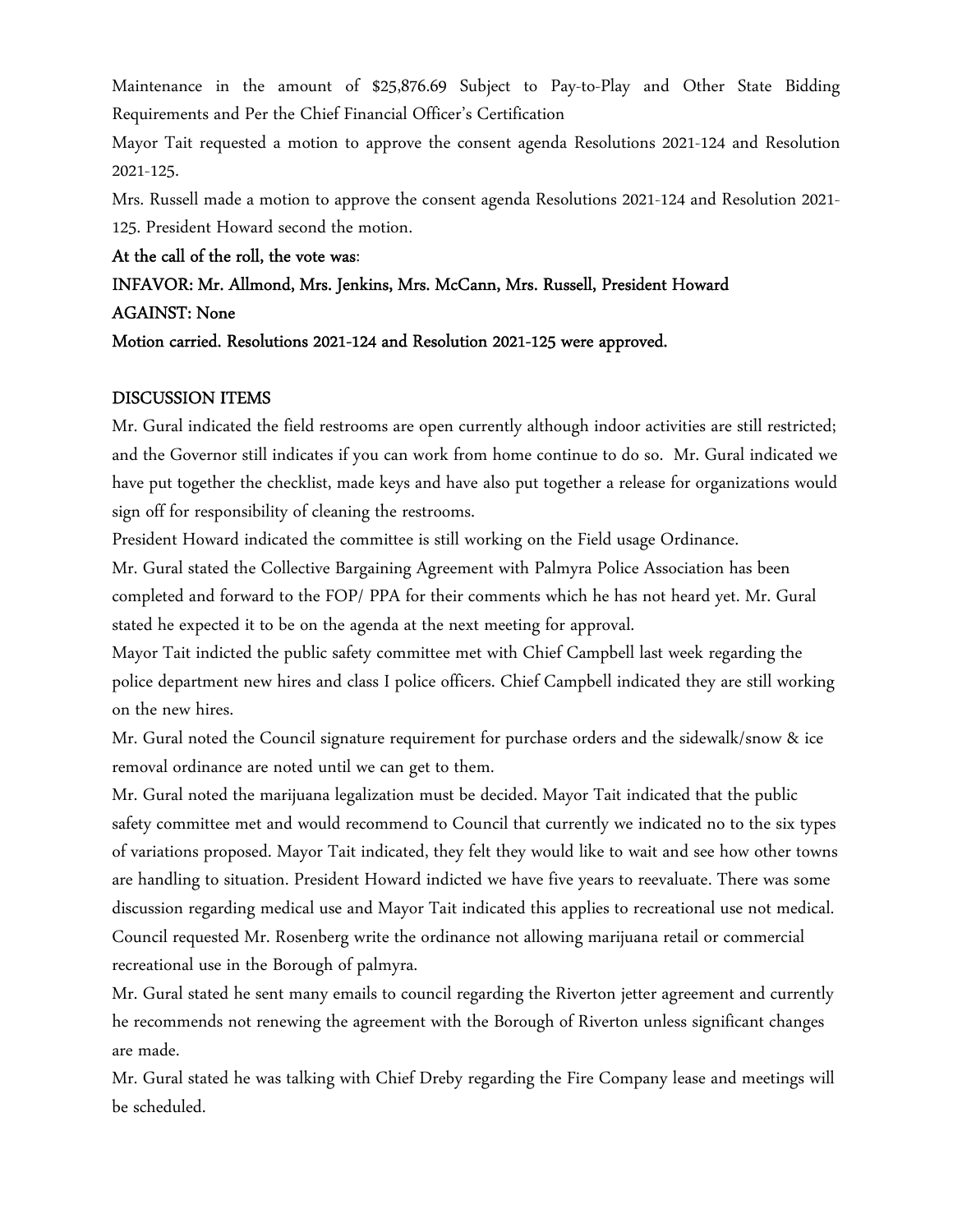Maintenance in the amount of $25,876.69 Subject to Pay-to-Play and Other State Bidding Requirements and Per the Chief Financial Officer's Certification

Mayor Tait requested a motion to approve the consent agenda Resolutions 2021-124 and Resolution 2021-125.

Mrs. Russell made a motion to approve the consent agenda Resolutions 2021-124 and Resolution 2021-125. President Howard second the motion.

**At the call of the roll, the vote was**:

**INFAVOR: Mr. Allmond, Mrs. Jenkins, Mrs. McCann, Mrs. Russell, President Howard**

**AGAINST: None**

**Motion carried. Resolutions 2021-124 and Resolution 2021-125 were approved.**

## DISCUSSION ITEMS

Mr. Gural indicated the field restrooms are open currently although indoor activities are still restricted; and the Governor still indicates if you can work from home continue to do so. Mr. Gural indicated we have put together the checklist, made keys and have also put together a release for organizations would sign off for responsibility of cleaning the restrooms.

President Howard indicated the committee is still working on the Field usage Ordinance.

Mr. Gural stated the Collective Bargaining Agreement with Palmyra Police Association has been completed and forward to the FOP/ PPA for their comments which he has not heard yet. Mr. Gural stated he expected it to be on the agenda at the next meeting for approval.

Mayor Tait indicted the public safety committee met with Chief Campbell last week regarding the police department new hires and class I police officers. Chief Campbell indicated they are still working on the new hires.

Mr. Gural noted the Council signature requirement for purchase orders and the sidewalk/snow & ice removal ordinance are noted until we can get to them.

Mr. Gural noted the marijuana legalization must be decided. Mayor Tait indicated that the public safety committee met and would recommend to Council that currently we indicated no to the six types of variations proposed. Mayor Tait indicated, they felt they would like to wait and see how other towns are handling to situation. President Howard indicted we have five years to reevaluate. There was some discussion regarding medical use and Mayor Tait indicated this applies to recreational use not medical. Council requested Mr. Rosenberg write the ordinance not allowing marijuana retail or commercial recreational use in the Borough of palmyra.

Mr. Gural stated he sent many emails to council regarding the Riverton jetter agreement and currently he recommends not renewing the agreement with the Borough of Riverton unless significant changes are made.

Mr. Gural stated he was talking with Chief Dreby regarding the Fire Company lease and meetings will be scheduled.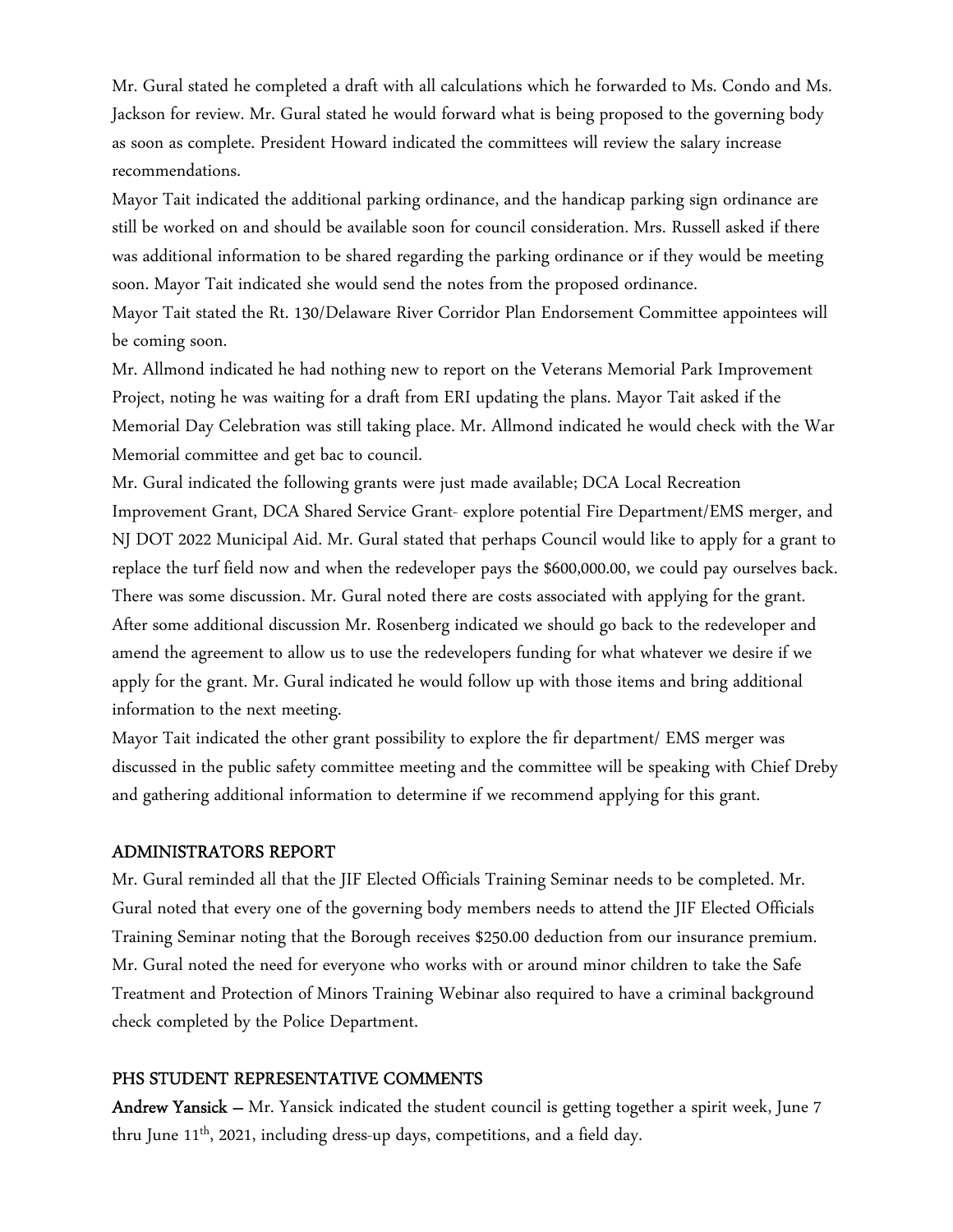Mr. Gural stated he completed a draft with all calculations which he forwarded to Ms. Condo and Ms. Jackson for review. Mr. Gural stated he would forward what is being proposed to the governing body as soon as complete. President Howard indicated the committees will review the salary increase recommendations.

Mayor Tait indicated the additional parking ordinance, and the handicap parking sign ordinance are still be worked on and should be available soon for council consideration. Mrs. Russell asked if there was additional information to be shared regarding the parking ordinance or if they would be meeting soon. Mayor Tait indicated she would send the notes from the proposed ordinance.

Mayor Tait stated the Rt. 130/Delaware River Corridor Plan Endorsement Committee appointees will be coming soon.

Mr. Allmond indicated he had nothing new to report on the Veterans Memorial Park Improvement Project, noting he was waiting for a draft from ERI updating the plans. Mayor Tait asked if the Memorial Day Celebration was still taking place. Mr. Allmond indicated he would check with the War Memorial committee and get bac to council.

Mr. Gural indicated the following grants were just made available; DCA Local Recreation Improvement Grant, DCA Shared Service Grant- explore potential Fire Department/EMS merger, and NJ DOT 2022 Municipal Aid. Mr. Gural stated that perhaps Council would like to apply for a grant to replace the turf field now and when the redeveloper pays the $600,000.00, we could pay ourselves back. There was some discussion. Mr. Gural noted there are costs associated with applying for the grant. After some additional discussion Mr. Rosenberg indicated we should go back to the redeveloper and amend the agreement to allow us to use the redevelopers funding for what whatever we desire if we apply for the grant. Mr. Gural indicated he would follow up with those items and bring additional information to the next meeting.

Mayor Tait indicated the other grant possibility to explore the fir department/ EMS merger was discussed in the public safety committee meeting and the committee will be speaking with Chief Dreby and gathering additional information to determine if we recommend applying for this grant.

## ADMINISTRATORS REPORT

Mr. Gural reminded all that the JIF Elected Officials Training Seminar needs to be completed. Mr. Gural noted that every one of the governing body members needs to attend the JIF Elected Officials Training Seminar noting that the Borough receives $250.00 deduction from our insurance premium. Mr. Gural noted the need for everyone who works with or around minor children to take the Safe Treatment and Protection of Minors Training Webinar also required to have a criminal background check completed by the Police Department.

## PHS STUDENT REPRESENTATIVE COMMENTS

**Andrew Yansick** – Mr. Yansick indicated the student council is getting together a spirit week, June 7 thru June 11th, 2021, including dress-up days, competitions, and a field day.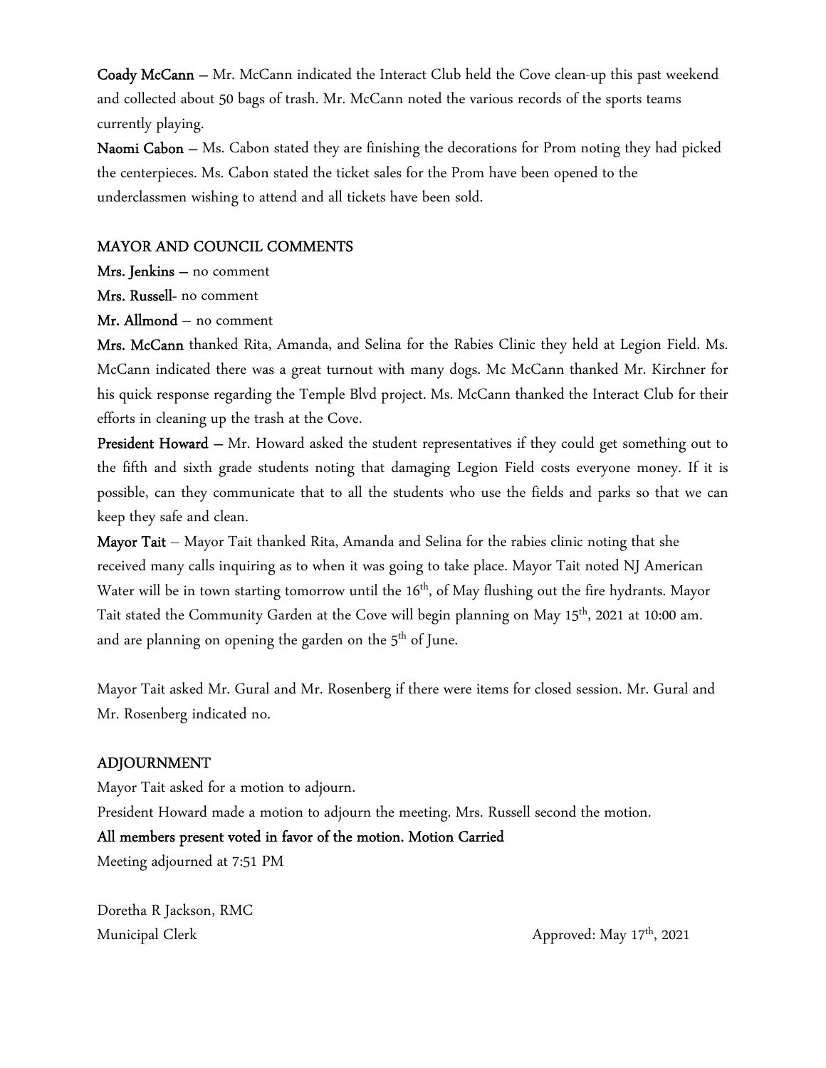**Coady McCann** – Mr. McCann indicated the Interact Club held the Cove clean-up this past weekend and collected about 50 bags of trash. Mr. McCann noted the various records of the sports teams currently playing.

**Naomi Cabon** – Ms. Cabon stated they are finishing the decorations for Prom noting they had picked the centerpieces. Ms. Cabon stated the ticket sales for the Prom have been opened to the underclassmen wishing to attend and all tickets have been sold.

## MAYOR AND COUNCIL COMMENTS

**Mrs. Jenkins** – no comment

**Mrs. Russell**- no comment

**Mr. Allmond** – no comment

**Mrs. McCann** thanked Rita, Amanda, and Selina for the Rabies Clinic they held at Legion Field. Ms. McCann indicated there was a great turnout with many dogs. Mc McCann thanked Mr. Kirchner for his quick response regarding the Temple Blvd project. Ms. McCann thanked the Interact Club for their efforts in cleaning up the trash at the Cove.

**President Howard** – Mr. Howard asked the student representatives if they could get something out to the fifth and sixth grade students noting that damaging Legion Field costs everyone money. If it is possible, can they communicate that to all the students who use the fields and parks so that we can keep they safe and clean.

**Mayor Tait** – Mayor Tait thanked Rita, Amanda and Selina for the rabies clinic noting that she received many calls inquiring as to when it was going to take place. Mayor Tait noted NJ American Water will be in town starting tomorrow until the 16th, of May flushing out the fire hydrants. Mayor Tait stated the Community Garden at the Cove will begin planning on May 15th, 2021 at 10:00 am. and are planning on opening the garden on the 5th of June.

Mayor Tait asked Mr. Gural and Mr. Rosenberg if there were items for closed session. Mr. Gural and Mr. Rosenberg indicated no.

## ADJOURNMENT

Mayor Tait asked for a motion to adjourn.

President Howard made a motion to adjourn the meeting. Mrs. Russell second the motion.

**All members present voted in favor of the motion. Motion Carried**

Meeting adjourned at 7:51 PM

Doretha R Jackson, RMC
Municipal Clerk

Approved: May 17th, 2021